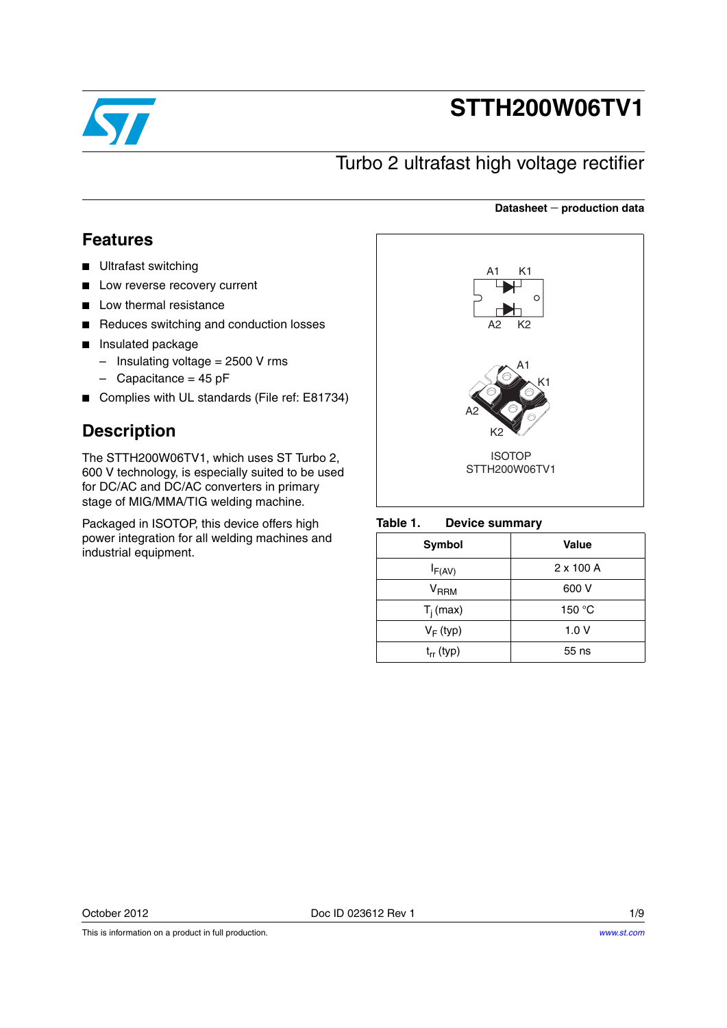# STTH200W06TV1

## Turbo 2 ultrafast high voltage rectifier

**Datasheet — production data**

## Features

- Ultrafast switching
- Low reverse recovery current
- Low thermal resistance
- Reduces switching and conduction losses
- Insulated package
  - Insulating voltage = 2500 V rms
  - Capacitance = 45 pF
- Complies with UL standards (File ref: E81734)

A1 K1

A2 K2

ISOTOP
STTH200W06TV1

## Description

The STTH200W06TV1, which uses ST Turbo 2, 600 V technology, is especially suited to be used for DC/AC and DC/AC converters in primary stage of MIG/MMA/TIG welding machine.

Packaged in ISOTOP, this device offers high power integration for all welding machines and industrial equipment.

**Table 1. Device summary**

| Symbol | Value |
|---|---|
| $I_{F(AV)}$ | 2 x 100 A |
| $V_{RRM}$ | 600 V |
| $T_j$ (max) | 150 °C |
| $V_F$ (typ) | 1.0 V |
| $t_{rr}$ (typ) | 55 ns |

October 2012 Doc ID 023612 Rev 1

This is information on a product in full production.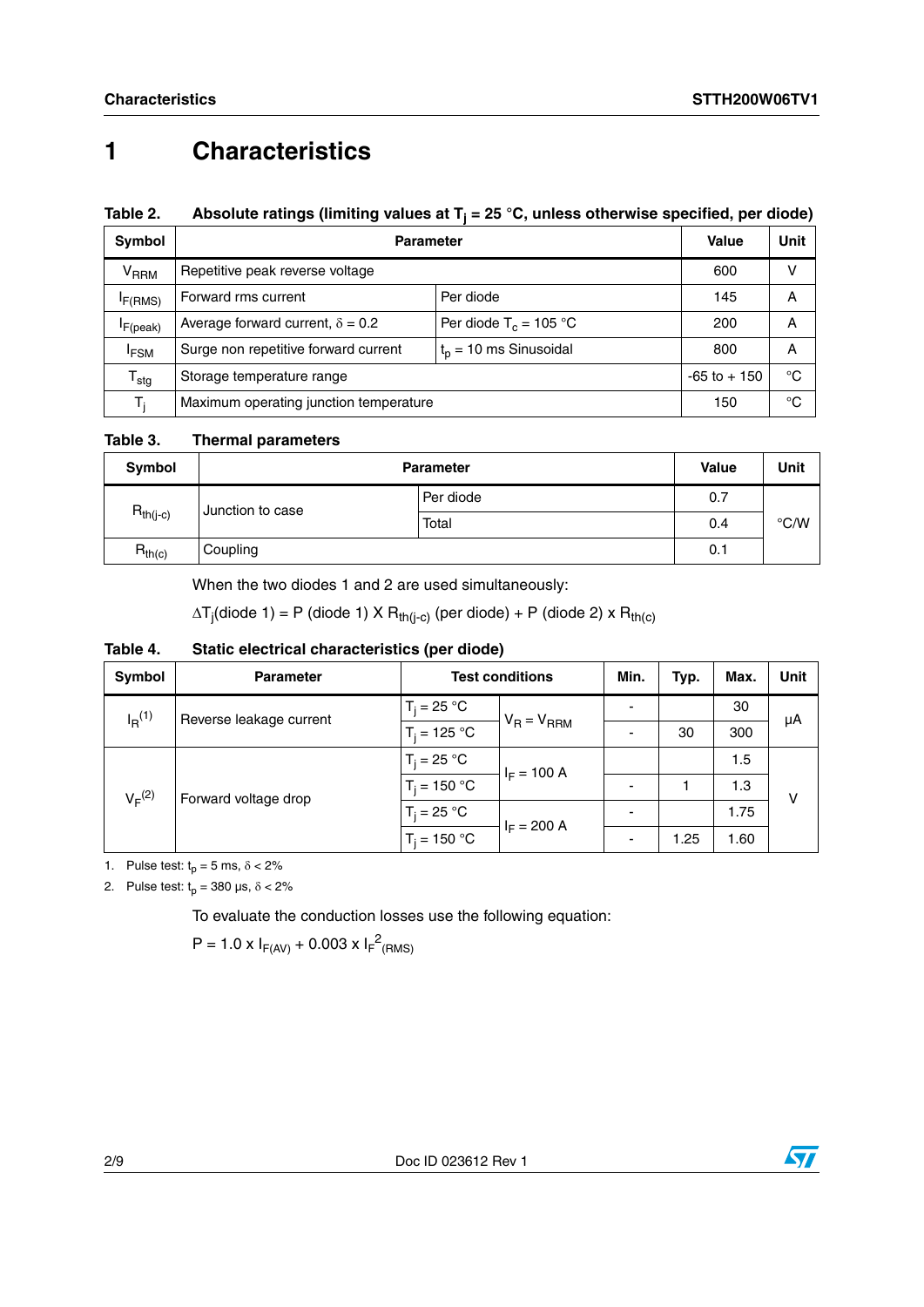# 1 Characteristics

**Table 2. Absolute ratings (limiting values at $T_j$ = 25 °C, unless otherwise specified, per diode)**

| Symbol | Parameter | | Value | Unit |
|---|---|---|---|---|
| $V_{RRM}$ | Repetitive peak reverse voltage | | 600 | V |
| $I_{F(RMS)}$ | Forward rms current | Per diode | 145 | A |
| $I_{F(peak)}$ | Average forward current, $\delta$ = 0.2 | Per diode $T_c$ = 105 °C | 200 | A |
| $I_{FSM}$ | Surge non repetitive forward current | $t_p$ = 10 ms Sinusoidal | 800 | A |
| $T_{stg}$ | Storage temperature range | | -65 to + 150 | °C |
| $T_j$ | Maximum operating junction temperature | | 150 | °C |

**Table 3. Thermal parameters**

| Symbol | Parameter | | Value | Unit |
|---|---|---|---|---|
| $R_{th(j-c)}$ | Junction to case | Per diode | 0.7 | °C/W |
| | | Total | 0.4 | |
| $R_{th(c)}$ | Coupling | | 0.1 | |

When the two diodes 1 and 2 are used simultaneously:

$\Delta T_j$(diode 1) = P (diode 1) X $R_{th(j-c)}$ (per diode) + P (diode 2) x $R_{th(c)}$

**Table 4. Static electrical characteristics (per diode)**

| Symbol | Parameter | Test conditions | | Min. | Typ. | Max. | Unit |
|---|---|---|---|---|---|---|---|
| $I_R$[1] | Reverse leakage current | $T_j$ = 25 °C | $V_R = V_{RRM}$ | - | | 30 | µA |
| | | $T_j$ = 125 °C | | - | 30 | 300 | |
| $V_F$[2] | Forward voltage drop | $T_j$ = 25 °C | $I_F$ = 100 A | | | 1.5 | V |
| | | $T_j$ = 150 °C | | - | 1 | 1.3 | |
| | | $T_j$ = 25 °C | $I_F$ = 200 A | - | | 1.75 | |
| | | $T_j$ = 150 °C | | - | 1.25 | 1.60 | |

1. Pulse test: $t_p$ = 5 ms, $\delta$ < 2%
2. Pulse test: $t_p$ = 380 µs, $\delta$ < 2%

To evaluate the conduction losses use the following equation:

$P = 1.0 \times I_{F(AV)} + 0.003 \times I_{F}^{2}{}_{(RMS)}$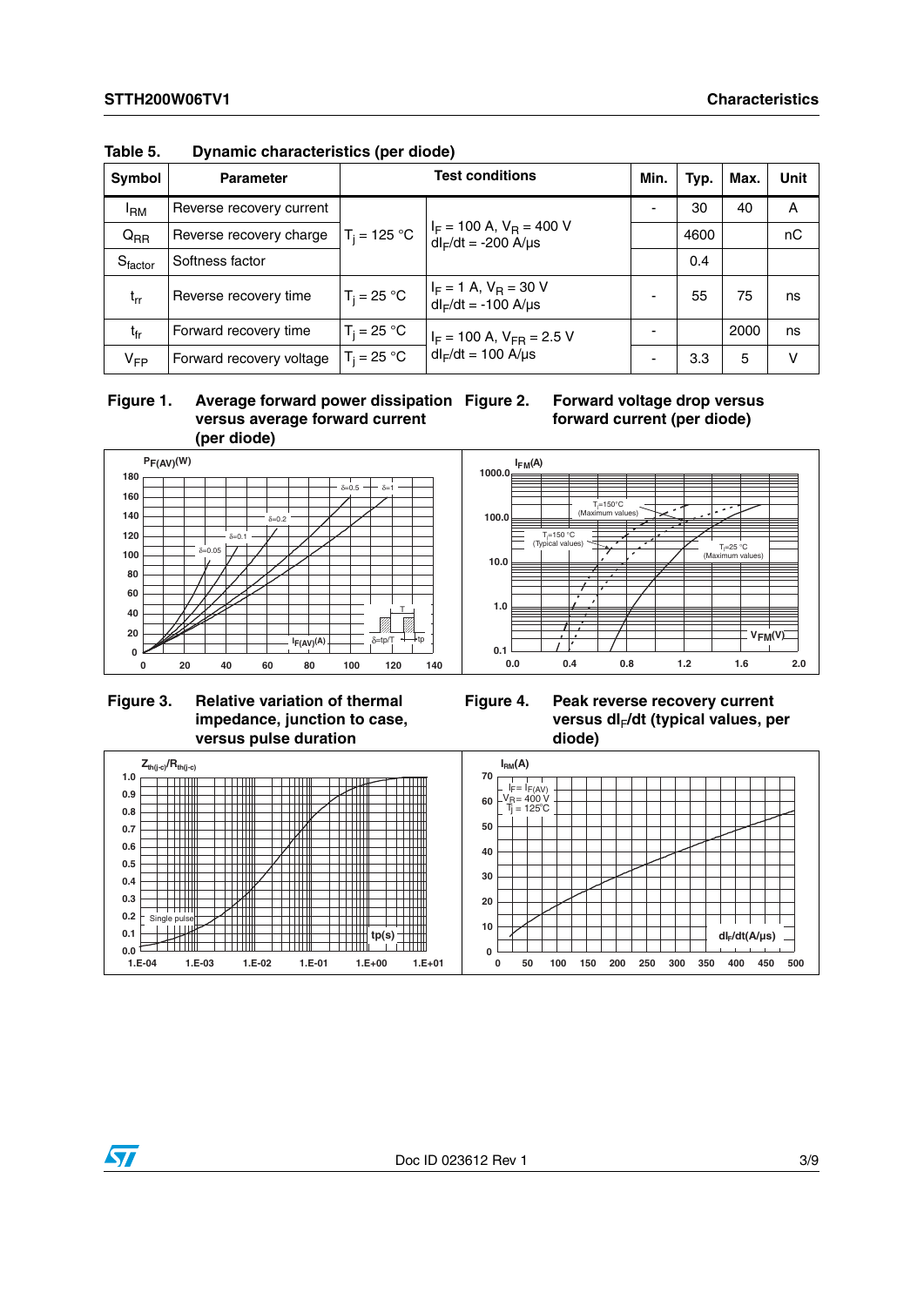Table 5. Dynamic characteristics (per diode)

| Symbol | Parameter | Test conditions | | Min. | Typ. | Max. | Unit |
|---|---|---|---|---|---|---|---|
| $I_{RM}$ | Reverse recovery current | $T_j$ = 125 °C | $I_F$ = 100 A, $V_R$ = 400 V $dI_F/dt$ = -200 A/µs | - | 30 | 40 | A |
| $Q_{RR}$ | Reverse recovery charge | | | | 4600 | | nC |
| $S_{factor}$ | Softness factor | | | | 0.4 | | |
| $t_{rr}$ | Reverse recovery time | $T_j$ = 25 °C | $I_F$ = 1 A, $V_R$ = 30 V $dI_F/dt$ = -100 A/µs | - | 55 | 75 | ns |
| $t_{fr}$ | Forward recovery time | $T_j$ = 25 °C | $I_F$ = 100 A, $V_{FR}$ = 2.5 V $dI_F/dt$ = 100 A/µs | - | | 2000 | ns |
| $V_{FP}$ | Forward recovery voltage | $T_j$ = 25 °C | | - | 3.3 | 5 | V |

Figure 1. Average forward power dissipation versus average forward current (per diode)

Figure 2. Forward voltage drop versus forward current (per diode)

Figure 3. Relative variation of thermal impedance, junction to case, versus pulse duration

Figure 4. Peak reverse recovery current versus $dI_F/dt$ (typical values, per diode)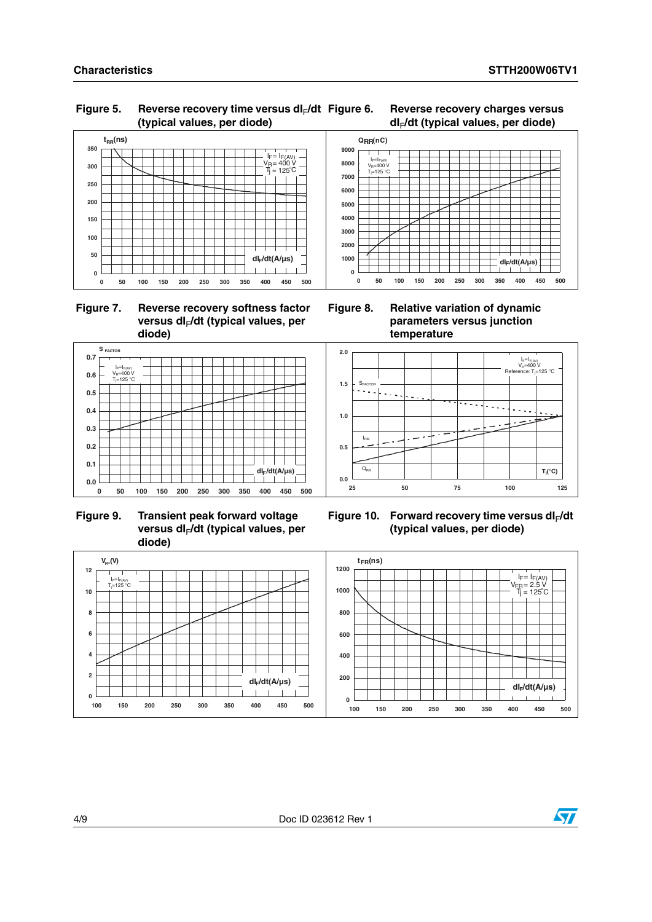**Figure 5. Reverse recovery time versus $dI_F/dt$ (typical values, per diode)**

$t_{RR}$(ns)

$I_F = I_{F(AV)}$
$V_R = 400$ V
$T_j = 125$°C

$dI_F/dt$(A/µs)

**Figure 6. Reverse recovery charges versus $dI_F/dt$ (typical values, per diode)**

$Q_{RR}$(nC)

$I_F = I_{F(AV)}$
$V_R = 400$ V
$T_j = 125$ °C

$dI_F/dt$(A/µs)

**Figure 7. Reverse recovery softness factor versus $dI_F/dt$ (typical values, per diode)**

$S_{FACTOR}$

$I_F = I_{F(AV)}$
$V_R = 400$ V
$T_j = 125$ °C

$dI_F/dt$(A/µs)

**Figure 8. Relative variation of dynamic parameters versus junction temperature**

$I_F = I_{F(AV)}$
$V_R = 400$ V
Reference: $T_j = 125$ °C

$S_{FACTOR}$, $I_{RM}$, $Q_{RR}$

$T_j$(°C)

**Figure 9. Transient peak forward voltage versus $dI_F/dt$ (typical values, per diode)**

$V_{FP}$(V)

$I_F = I_{F(AV)}$
$T_j = 125$ °C

$dI_F/dt$(A/µs)

**Figure 10. Forward recovery time versus $dI_F/dt$ (typical values, per diode)**

$t_{FR}$(ns)

$I_F = I_{F(AV)}$
$V_{FR} = 2.5$ V
$T_j = 125$°C

$dI_F/dt$(A/µs)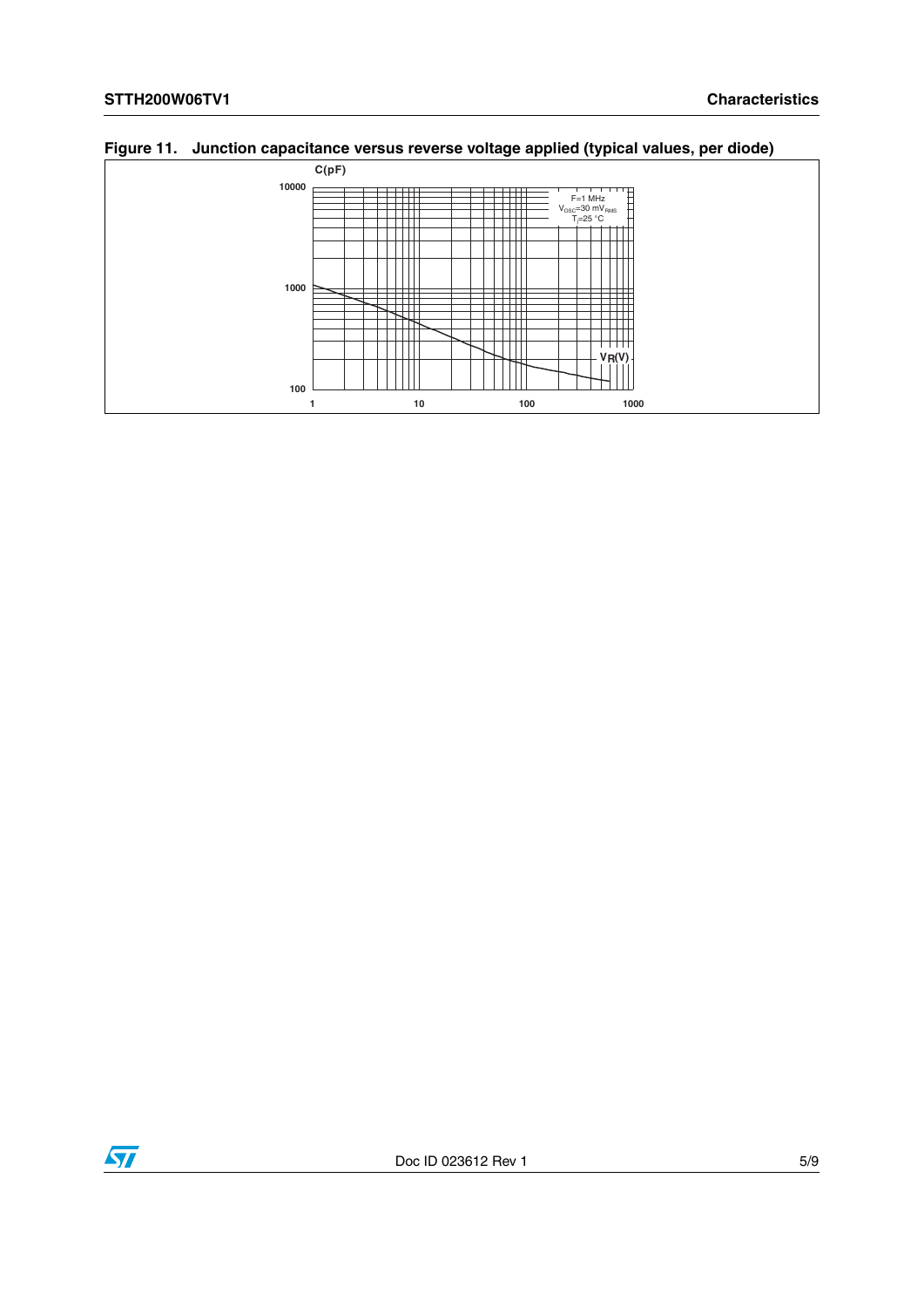**Figure 11. Junction capacitance versus reverse voltage applied (typical values, per diode)**

C(pF)

10000

1000

100

F=1 MHz
$V_{OSC}$=30 $mV_{RMS}$
$T_j$=25 °C

$V_R$(V)

1 10 100 1000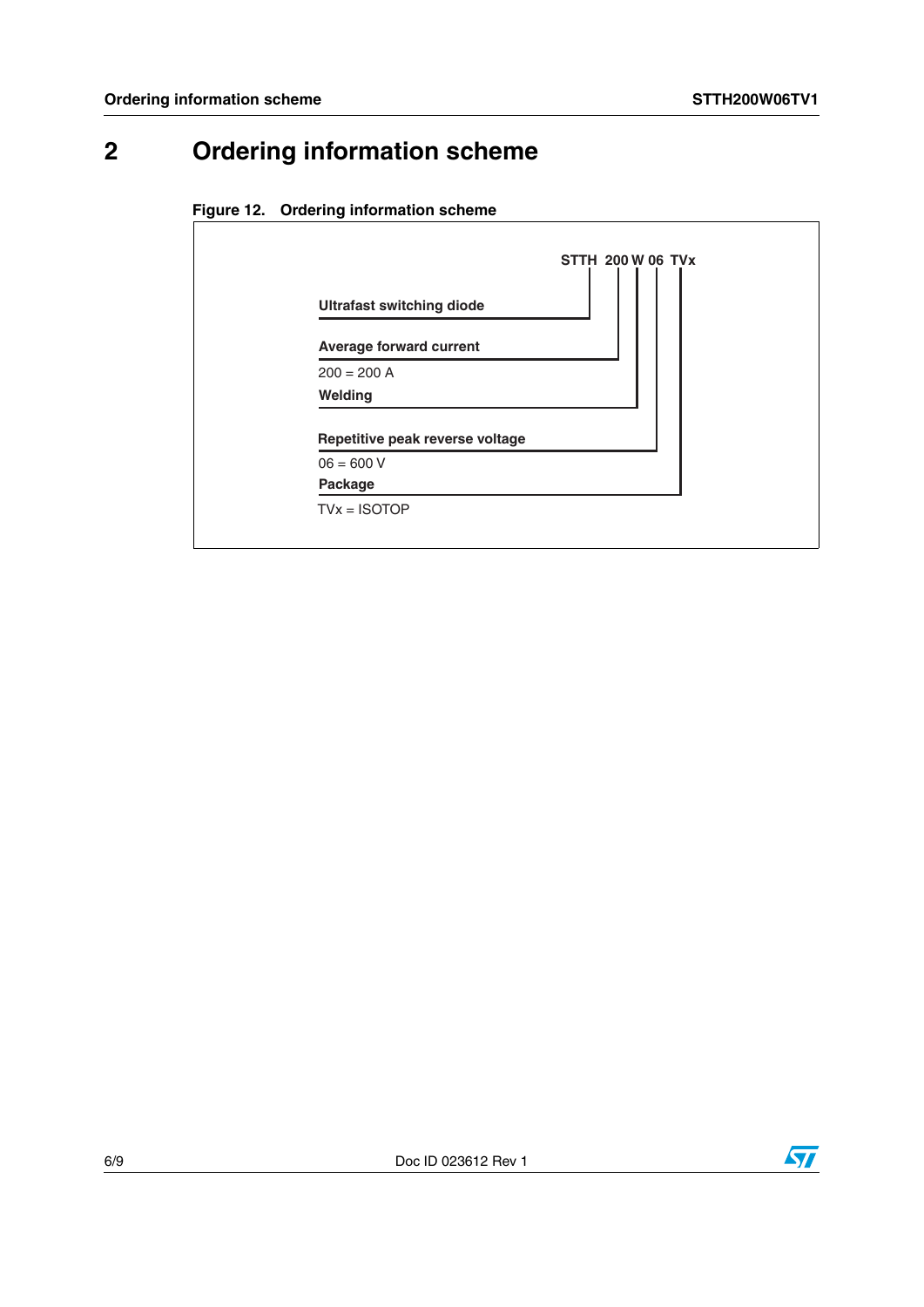## 2 Ordering information scheme

**Figure 12. Ordering information scheme**

**STTH 200 W 06 TVx**

**Ultrafast switching diode**

**Average forward current**

200 = 200 A

**Welding**

**Repetitive peak reverse voltage**

06 = 600 V

**Package**

TVx = ISOTOP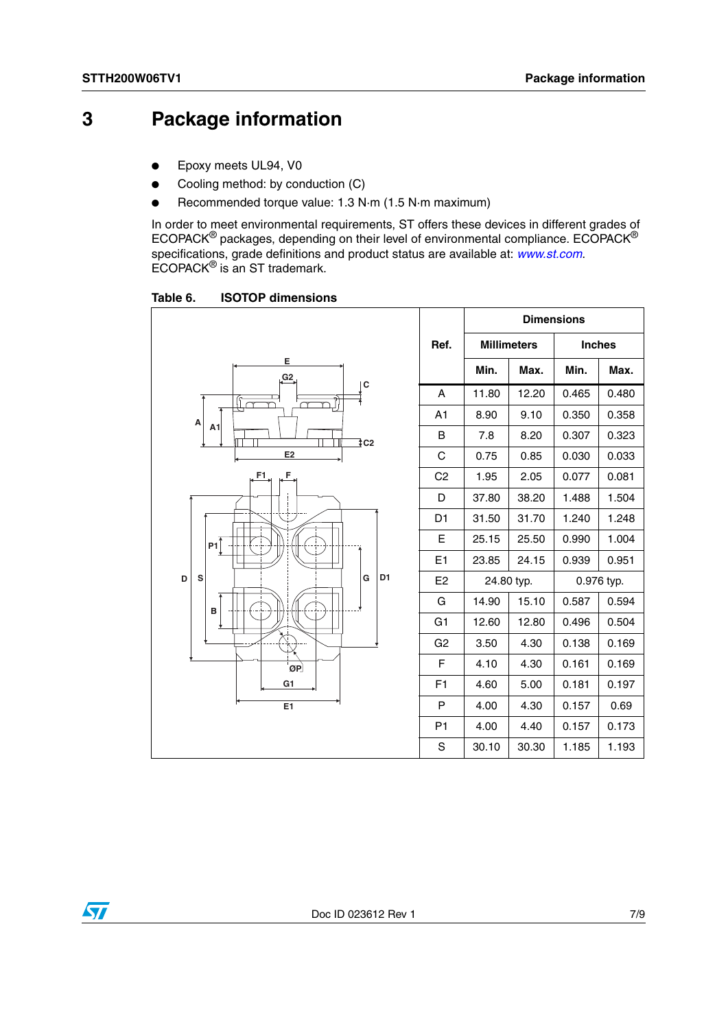## 3 Package information

- Epoxy meets UL94, V0
- Cooling method: by conduction (C)
- Recommended torque value: 1.3 N·m (1.5 N·m maximum)

In order to meet environmental requirements, ST offers these devices in different grades of ECOPACK® packages, depending on their level of environmental compliance. ECOPACK® specifications, grade definitions and product status are available at: *www.st.com*. ECOPACK® is an ST trademark.

**Table 6. ISOTOP dimensions**

| Ref. | Dimensions | | | |
|---|---|---|---|---|
| | Millimeters | | Inches | |
| | Min. | Max. | Min. | Max. |
| A | 11.80 | 12.20 | 0.465 | 0.480 |
| A1 | 8.90 | 9.10 | 0.350 | 0.358 |
| B | 7.8 | 8.20 | 0.307 | 0.323 |
| C | 0.75 | 0.85 | 0.030 | 0.033 |
| C2 | 1.95 | 2.05 | 0.077 | 0.081 |
| D | 37.80 | 38.20 | 1.488 | 1.504 |
| D1 | 31.50 | 31.70 | 1.240 | 1.248 |
| E | 25.15 | 25.50 | 0.990 | 1.004 |
| E1 | 23.85 | 24.15 | 0.939 | 0.951 |
| E2 | 24.80 typ. | | 0.976 typ. | |
| G | 14.90 | 15.10 | 0.587 | 0.594 |
| G1 | 12.60 | 12.80 | 0.496 | 0.504 |
| G2 | 3.50 | 4.30 | 0.138 | 0.169 |
| F | 4.10 | 4.30 | 0.161 | 0.169 |
| F1 | 4.60 | 5.00 | 0.181 | 0.197 |
| P | 4.00 | 4.30 | 0.157 | 0.69 |
| P1 | 4.00 | 4.40 | 0.157 | 0.173 |
| S | 30.10 | 30.30 | 1.185 | 1.193 |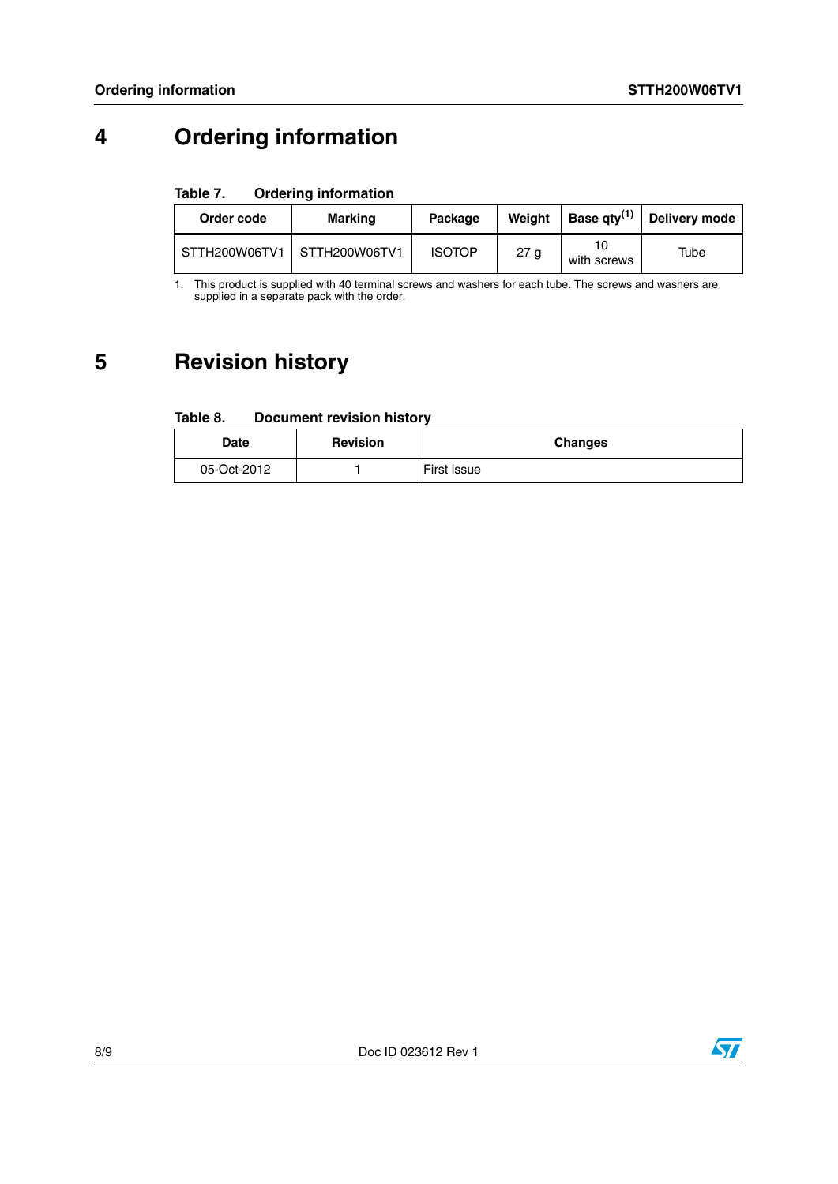// Omitted running header "Ordering information / STTH200W06TV1" and footer "8/9 / Doc ID 023612 Rev 1" per page-furniture rule.
# 4 Ordering information

**Table 7. Ordering information**

| Order code | Marking | Package | Weight | Base qty[(1)] | Delivery mode |
|---|---|---|---|---|---|
| STTH200W06TV1 | STTH200W06TV1 | ISOTOP | 27 g | 10 with screws | Tube |

1. This product is supplied with 40 terminal screws and washers for each tube. The screws and washers are supplied in a separate pack with the order.

# 5 Revision history

**Table 8. Document revision history**

| Date | Revision | Changes |
|---|---|---|
| 05-Oct-2012 | 1 | First issue |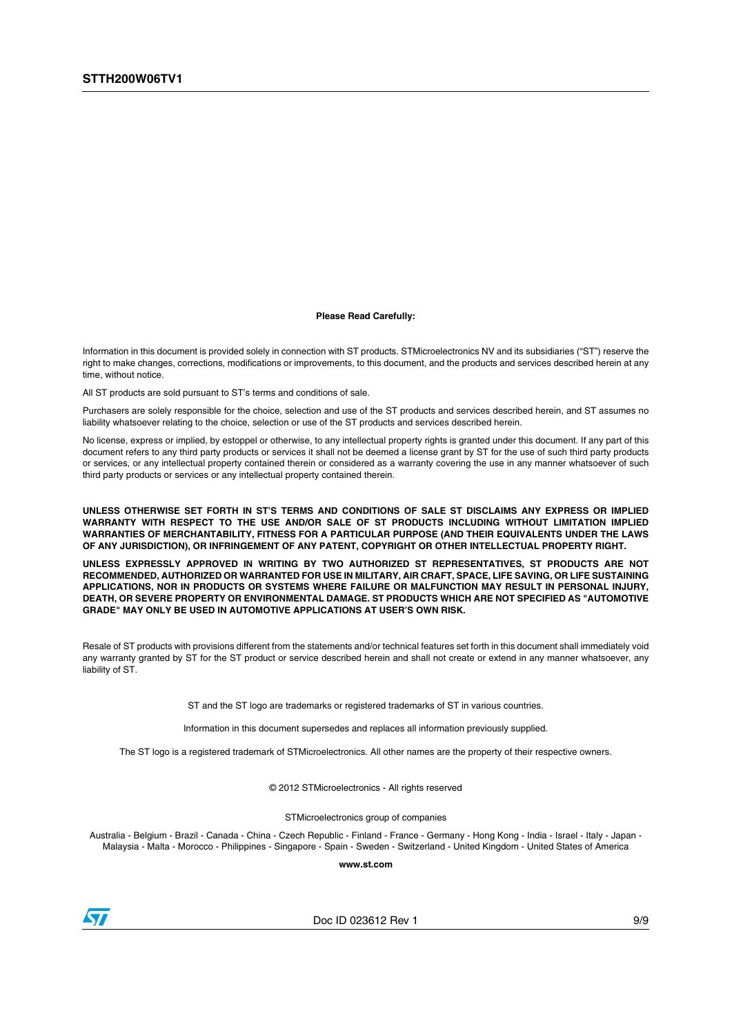**Please Read Carefully:**

Information in this document is provided solely in connection with ST products. STMicroelectronics NV and its subsidiaries ("ST") reserve the right to make changes, corrections, modifications or improvements, to this document, and the products and services described herein at any time, without notice.

All ST products are sold pursuant to ST's terms and conditions of sale.

Purchasers are solely responsible for the choice, selection and use of the ST products and services described herein, and ST assumes no liability whatsoever relating to the choice, selection or use of the ST products and services described herein.

No license, express or implied, by estoppel or otherwise, to any intellectual property rights is granted under this document. If any part of this document refers to any third party products or services it shall not be deemed a license grant by ST for the use of such third party products or services, or any intellectual property contained therein or considered as a warranty covering the use in any manner whatsoever of such third party products or services or any intellectual property contained therein.

**UNLESS OTHERWISE SET FORTH IN ST'S TERMS AND CONDITIONS OF SALE ST DISCLAIMS ANY EXPRESS OR IMPLIED WARRANTY WITH RESPECT TO THE USE AND/OR SALE OF ST PRODUCTS INCLUDING WITHOUT LIMITATION IMPLIED WARRANTIES OF MERCHANTABILITY, FITNESS FOR A PARTICULAR PURPOSE (AND THEIR EQUIVALENTS UNDER THE LAWS OF ANY JURISDICTION), OR INFRINGEMENT OF ANY PATENT, COPYRIGHT OR OTHER INTELLECTUAL PROPERTY RIGHT.**

**UNLESS EXPRESSLY APPROVED IN WRITING BY TWO AUTHORIZED ST REPRESENTATIVES, ST PRODUCTS ARE NOT RECOMMENDED, AUTHORIZED OR WARRANTED FOR USE IN MILITARY, AIR CRAFT, SPACE, LIFE SAVING, OR LIFE SUSTAINING APPLICATIONS, NOR IN PRODUCTS OR SYSTEMS WHERE FAILURE OR MALFUNCTION MAY RESULT IN PERSONAL INJURY, DEATH, OR SEVERE PROPERTY OR ENVIRONMENTAL DAMAGE. ST PRODUCTS WHICH ARE NOT SPECIFIED AS "AUTOMOTIVE GRADE" MAY ONLY BE USED IN AUTOMOTIVE APPLICATIONS AT USER'S OWN RISK.**

Resale of ST products with provisions different from the statements and/or technical features set forth in this document shall immediately void any warranty granted by ST for the ST product or service described herein and shall not create or extend in any manner whatsoever, any liability of ST.

ST and the ST logo are trademarks or registered trademarks of ST in various countries.

Information in this document supersedes and replaces all information previously supplied.

The ST logo is a registered trademark of STMicroelectronics. All other names are the property of their respective owners.

© 2012 STMicroelectronics - All rights reserved

STMicroelectronics group of companies

Australia - Belgium - Brazil - Canada - China - Czech Republic - Finland - France - Germany - Hong Kong - India - Israel - Italy - Japan - Malaysia - Malta - Morocco - Philippines - Singapore - Spain - Sweden - Switzerland - United Kingdom - United States of America

**www.st.com**

Doc ID 023612 Rev 1